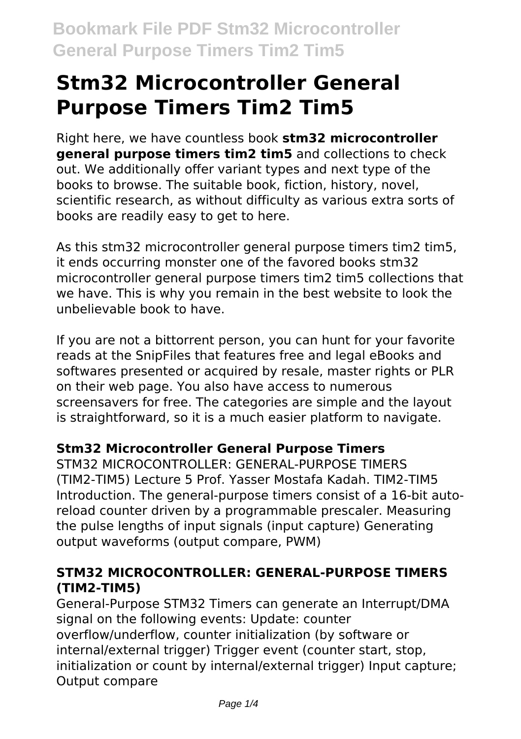# Stm32 Microcontroller General Purpose Timers Tim2 Tim5

Right here, we have countless book **stm32 microcontroller general purpose timers tim2 tim5** and collections to check out. We additionally offer variant types and next type of the books to browse. The suitable book, fiction, history, novel, scientific research, as without difficulty as various extra sorts of books are readily easy to get to here.

As this stm32 microcontroller general purpose timers tim2 tim5, it ends occurring monster one of the favored books stm32 microcontroller general purpose timers tim2 tim5 collections that we have. This is why you remain in the best website to look the unbelievable book to have.

If you are not a bittorrent person, you can hunt for your favorite reads at the SnipFiles that features free and legal eBooks and softwares presented or acquired by resale, master rights or PLR on their web page. You also have access to numerous screensavers for free. The categories are simple and the layout is straightforward, so it is a much easier platform to navigate.

### Stm32 Microcontroller General Purpose Timers

STM32 MICROCONTROLLER: GENERAL-PURPOSE TIMERS (TIM2-TIM5) Lecture 5 Prof. Yasser Mostafa Kadah. TIM2-TIM5 Introduction. The general-purpose timers consist of a 16-bit auto-reload counter driven by a programmable prescaler. Measuring the pulse lengths of input signals (input capture) Generating output waveforms (output compare, PWM)

### STM32 MICROCONTROLLER: GENERAL-PURPOSE TIMERS (TIM2-TIM5)

General-Purpose STM32 Timers can generate an Interrupt/DMA signal on the following events: Update: counter overflow/underflow, counter initialization (by software or internal/external trigger) Trigger event (counter start, stop, initialization or count by internal/external trigger) Input capture; Output compare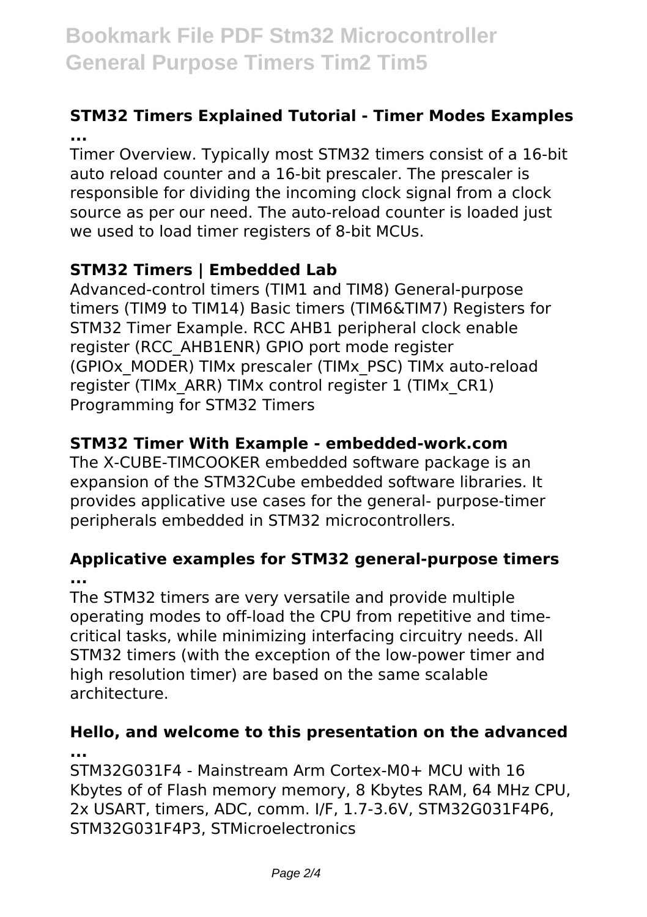### STM32 Timers Explained Tutorial - Timer Modes Examples ...

Timer Overview. Typically most STM32 timers consist of a 16-bit auto reload counter and a 16-bit prescaler. The prescaler is responsible for dividing the incoming clock signal from a clock source as per our need. The auto-reload counter is loaded just we used to load timer registers of 8-bit MCUs.

### STM32 Timers | Embedded Lab

Advanced-control timers (TIM1 and TIM8) General-purpose timers (TIM9 to TIM14) Basic timers (TIM6&TIM7) Registers for STM32 Timer Example. RCC AHB1 peripheral clock enable register (RCC_AHB1ENR) GPIO port mode register (GPIOx_MODER) TIMx prescaler (TIMx_PSC) TIMx auto-reload register (TIMx_ARR) TIMx control register 1 (TIMx_CR1) Programming for STM32 Timers

### STM32 Timer With Example - embedded-work.com

The X-CUBE-TIMCOOKER embedded software package is an expansion of the STM32Cube embedded software libraries. It provides applicative use cases for the general- purpose-timer peripherals embedded in STM32 microcontrollers.

### Applicative examples for STM32 general-purpose timers ...

The STM32 timers are very versatile and provide multiple operating modes to off-load the CPU from repetitive and time-critical tasks, while minimizing interfacing circuitry needs. All STM32 timers (with the exception of the low-power timer and high resolution timer) are based on the same scalable architecture.

### Hello, and welcome to this presentation on the advanced ...

STM32G031F4 - Mainstream Arm Cortex-M0+ MCU with 16 Kbytes of of Flash memory memory, 8 Kbytes RAM, 64 MHz CPU, 2x USART, timers, ADC, comm. I/F, 1.7-3.6V, STM32G031F4P6, STM32G031F4P3, STMicroelectronics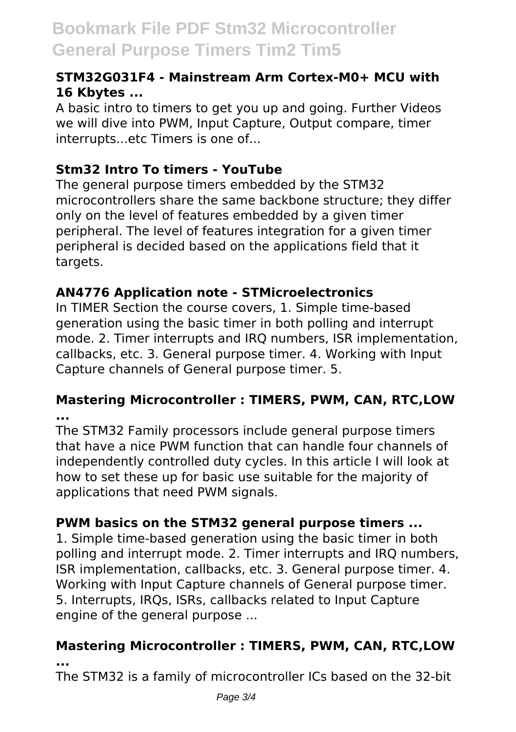### STM32G031F4 - Mainstream Arm Cortex-M0+ MCU with 16 Kbytes ...

A basic intro to timers to get you up and going. Further Videos we will dive into PWM, Input Capture, Output compare, timer interrupts...etc Timers is one of...

### Stm32 Intro To timers - YouTube

The general purpose timers embedded by the STM32 microcontrollers share the same backbone structure; they differ only on the level of features embedded by a given timer peripheral. The level of features integration for a given timer peripheral is decided based on the applications field that it targets.

### AN4776 Application note - STMicroelectronics

In TIMER Section the course covers, 1. Simple time-based generation using the basic timer in both polling and interrupt mode. 2. Timer interrupts and IRQ numbers, ISR implementation, callbacks, etc. 3. General purpose timer. 4. Working with Input Capture channels of General purpose timer. 5.

### Mastering Microcontroller : TIMERS, PWM, CAN, RTC,LOW ...

The STM32 Family processors include general purpose timers that have a nice PWM function that can handle four channels of independently controlled duty cycles. In this article I will look at how to set these up for basic use suitable for the majority of applications that need PWM signals.

### PWM basics on the STM32 general purpose timers ...

1. Simple time-based generation using the basic timer in both polling and interrupt mode. 2. Timer interrupts and IRQ numbers, ISR implementation, callbacks, etc. 3. General purpose timer. 4. Working with Input Capture channels of General purpose timer. 5. Interrupts, IRQs, ISRs, callbacks related to Input Capture engine of the general purpose ...

### Mastering Microcontroller : TIMERS, PWM, CAN, RTC,LOW ...

The STM32 is a family of microcontroller ICs based on the 32-bit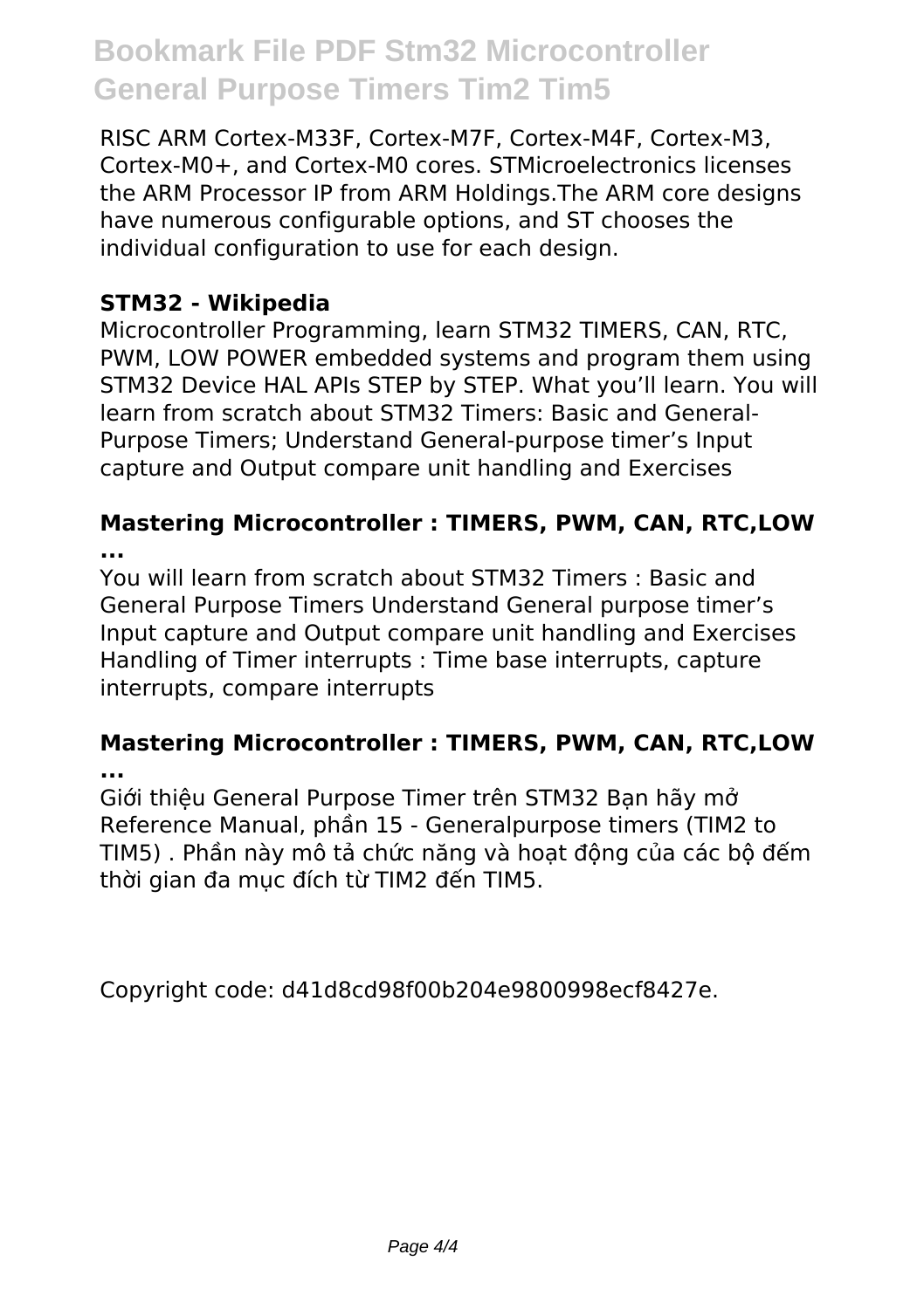RISC ARM Cortex-M33F, Cortex-M7F, Cortex-M4F, Cortex-M3, Cortex-M0+, and Cortex-M0 cores. STMicroelectronics licenses the ARM Processor IP from ARM Holdings.The ARM core designs have numerous configurable options, and ST chooses the individual configuration to use for each design.

**STM32 - Wikipedia**

Microcontroller Programming, learn STM32 TIMERS, CAN, RTC, PWM, LOW POWER embedded systems and program them using STM32 Device HAL APIs STEP by STEP. What you'll learn. You will learn from scratch about STM32 Timers: Basic and General-Purpose Timers; Understand General-purpose timer's Input capture and Output compare unit handling and Exercises

**Mastering Microcontroller : TIMERS, PWM, CAN, RTC,LOW ...**

You will learn from scratch about STM32 Timers : Basic and General Purpose Timers Understand General purpose timer's Input capture and Output compare unit handling and Exercises Handling of Timer interrupts : Time base interrupts, capture interrupts, compare interrupts

**Mastering Microcontroller : TIMERS, PWM, CAN, RTC,LOW ...**

Giới thiệu General Purpose Timer trên STM32 Bạn hãy mở Reference Manual, phần 15 - Generalpurpose timers (TIM2 to TIM5) . Phần này mô tả chức năng và hoạt động của các bộ đếm thời gian đa mục đích từ TIM2 đến TIM5.

Copyright code: d41d8cd98f00b204e9800998ecf8427e.